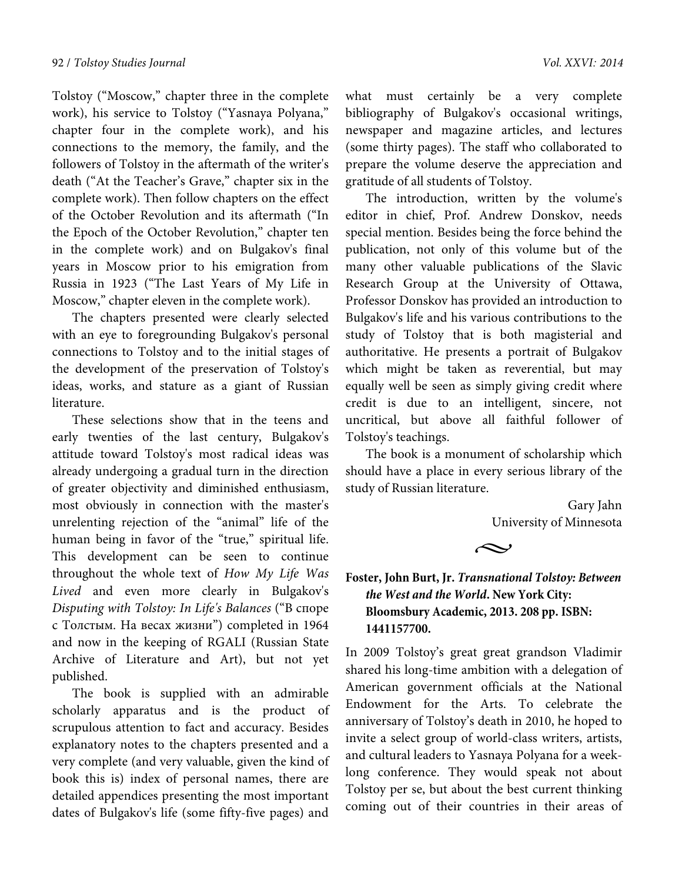Tolstoy (“Moscow,” chapter three in the complete work), his service to Tolstoy (“Yasnaya Polyana,” chapter four in the complete work), and his connections to the memory, the family, and the followers of Tolstoy in the aftermath of the writer's death (“At the Teacher’s Grave,” chapter six in the complete work). Then follow chapters on the effect of the October Revolution and its aftermath (“In the Epoch of the October Revolution,” chapter ten in the complete work) and on Bulgakov's final years in Moscow prior to his emigration from Russia in 1923 (“The Last Years of My Life in Moscow,” chapter eleven in the complete work).

The chapters presented were clearly selected with an eye to foregrounding Bulgakov's personal connections to Tolstoy and to the initial stages of the development of the preservation of Tolstoy's ideas, works, and stature as a giant of Russian literature.

These selections show that in the teens and early twenties of the last century, Bulgakov's attitude toward Tolstoy's most radical ideas was already undergoing a gradual turn in the direction of greater objectivity and diminished enthusiasm, most obviously in connection with the master's unrelenting rejection of the “animal” life of the human being in favor of the “true,” spiritual life. This development can be seen to continue throughout the whole text of *How My Life Was Lived* and even more clearly in Bulgakov's *Disputing with Tolstoy: In Life's Balances* (“В споре с Толстым. На весах жизни”) completed in 1964 and now in the keeping of RGALI (Russian State Archive of Literature and Art), but not yet published.

The book is supplied with an admirable scholarly apparatus and is the product of scrupulous attention to fact and accuracy. Besides explanatory notes to the chapters presented and a very complete (and very valuable, given the kind of book this is) index of personal names, there are detailed appendices presenting the most important dates of Bulgakov's life (some fifty-five pages) and what must certainly be a very complete bibliography of Bulgakov's occasional writings, newspaper and magazine articles, and lectures (some thirty pages). The staff who collaborated to prepare the volume deserve the appreciation and gratitude of all students of Tolstoy.

The introduction, written by the volume's editor in chief, Prof. Andrew Donskov, needs special mention. Besides being the force behind the publication, not only of this volume but of the many other valuable publications of the Slavic Research Group at the University of Ottawa, Professor Donskov has provided an introduction to Bulgakov's life and his various contributions to the study of Tolstoy that is both magisterial and authoritative. He presents a portrait of Bulgakov which might be taken as reverential, but may equally well be seen as simply giving credit where credit is due to an intelligent, sincere, not uncritical, but above all faithful follower of Tolstoy's teachings.

The book is a monument of scholarship which should have a place in every serious library of the study of Russian literature.

Gary Jahn
University of Minnesota

**Foster, John Burt, Jr. *Transnational Tolstoy: Between the West and the World*. New York City: Bloomsbury Academic, 2013. 208 pp. ISBN: 1441157700.**

In 2009 Tolstoy’s great great grandson Vladimir shared his long-time ambition with a delegation of American government officials at the National Endowment for the Arts. To celebrate the anniversary of Tolstoy’s death in 2010, he hoped to invite a select group of world-class writers, artists, and cultural leaders to Yasnaya Polyana for a week-long conference. They would speak not about Tolstoy per se, but about the best current thinking coming out of their countries in their areas of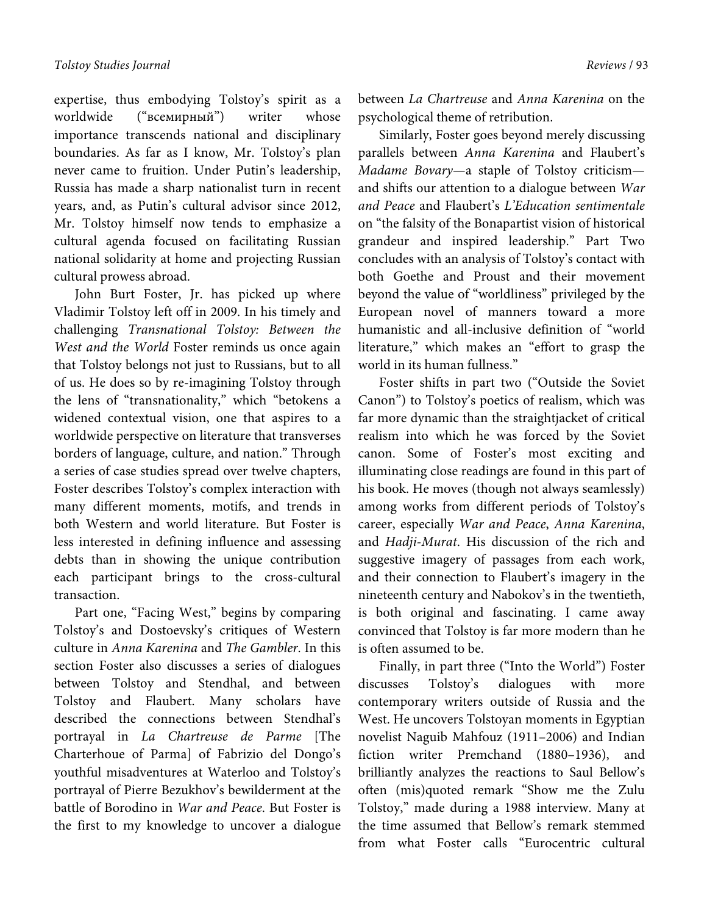expertise, thus embodying Tolstoy's spirit as a worldwide ("всемирный") writer whose importance transcends national and disciplinary boundaries. As far as I know, Mr. Tolstoy's plan never came to fruition. Under Putin's leadership, Russia has made a sharp nationalist turn in recent years, and, as Putin's cultural advisor since 2012, Mr. Tolstoy himself now tends to emphasize a cultural agenda focused on facilitating Russian national solidarity at home and projecting Russian cultural prowess abroad.

John Burt Foster, Jr. has picked up where Vladimir Tolstoy left off in 2009. In his timely and challenging *Transnational Tolstoy: Between the West and the World* Foster reminds us once again that Tolstoy belongs not just to Russians, but to all of us. He does so by re-imagining Tolstoy through the lens of "transnationality," which "betokens a widened contextual vision, one that aspires to a worldwide perspective on literature that transverses borders of language, culture, and nation." Through a series of case studies spread over twelve chapters, Foster describes Tolstoy's complex interaction with many different moments, motifs, and trends in both Western and world literature. But Foster is less interested in defining influence and assessing debts than in showing the unique contribution each participant brings to the cross-cultural transaction.

Part one, "Facing West," begins by comparing Tolstoy's and Dostoevsky's critiques of Western culture in *Anna Karenina* and *The Gambler*. In this section Foster also discusses a series of dialogues between Tolstoy and Stendhal, and between Tolstoy and Flaubert. Many scholars have described the connections between Stendhal's portrayal in *La Chartreuse de Parme* [The Charterhoue of Parma] of Fabrizio del Dongo's youthful misadventures at Waterloo and Tolstoy's portrayal of Pierre Bezukhov's bewilderment at the battle of Borodino in *War and Peace*. But Foster is the first to my knowledge to uncover a dialogue between *La Chartreuse* and *Anna Karenina* on the psychological theme of retribution.

Similarly, Foster goes beyond merely discussing parallels between *Anna Karenina* and Flaubert's *Madame Bovary*—a staple of Tolstoy criticism—and shifts our attention to a dialogue between *War and Peace* and Flaubert's *L'Education sentimentale* on "the falsity of the Bonapartist vision of historical grandeur and inspired leadership." Part Two concludes with an analysis of Tolstoy's contact with both Goethe and Proust and their movement beyond the value of "worldliness" privileged by the European novel of manners toward a more humanistic and all-inclusive definition of "world literature," which makes an "effort to grasp the world in its human fullness."

Foster shifts in part two ("Outside the Soviet Canon") to Tolstoy's poetics of realism, which was far more dynamic than the straightjacket of critical realism into which he was forced by the Soviet canon. Some of Foster's most exciting and illuminating close readings are found in this part of his book. He moves (though not always seamlessly) among works from different periods of Tolstoy's career, especially *War and Peace*, *Anna Karenina*, and *Hadji-Murat*. His discussion of the rich and suggestive imagery of passages from each work, and their connection to Flaubert's imagery in the nineteenth century and Nabokov's in the twentieth, is both original and fascinating. I came away convinced that Tolstoy is far more modern than he is often assumed to be.

Finally, in part three ("Into the World") Foster discusses Tolstoy's dialogues with more contemporary writers outside of Russia and the West. He uncovers Tolstoyan moments in Egyptian novelist Naguib Mahfouz (1911–2006) and Indian fiction writer Premchand (1880–1936), and brilliantly analyzes the reactions to Saul Bellow's often (mis)quoted remark "Show me the Zulu Tolstoy," made during a 1988 interview. Many at the time assumed that Bellow's remark stemmed from what Foster calls "Eurocentric cultural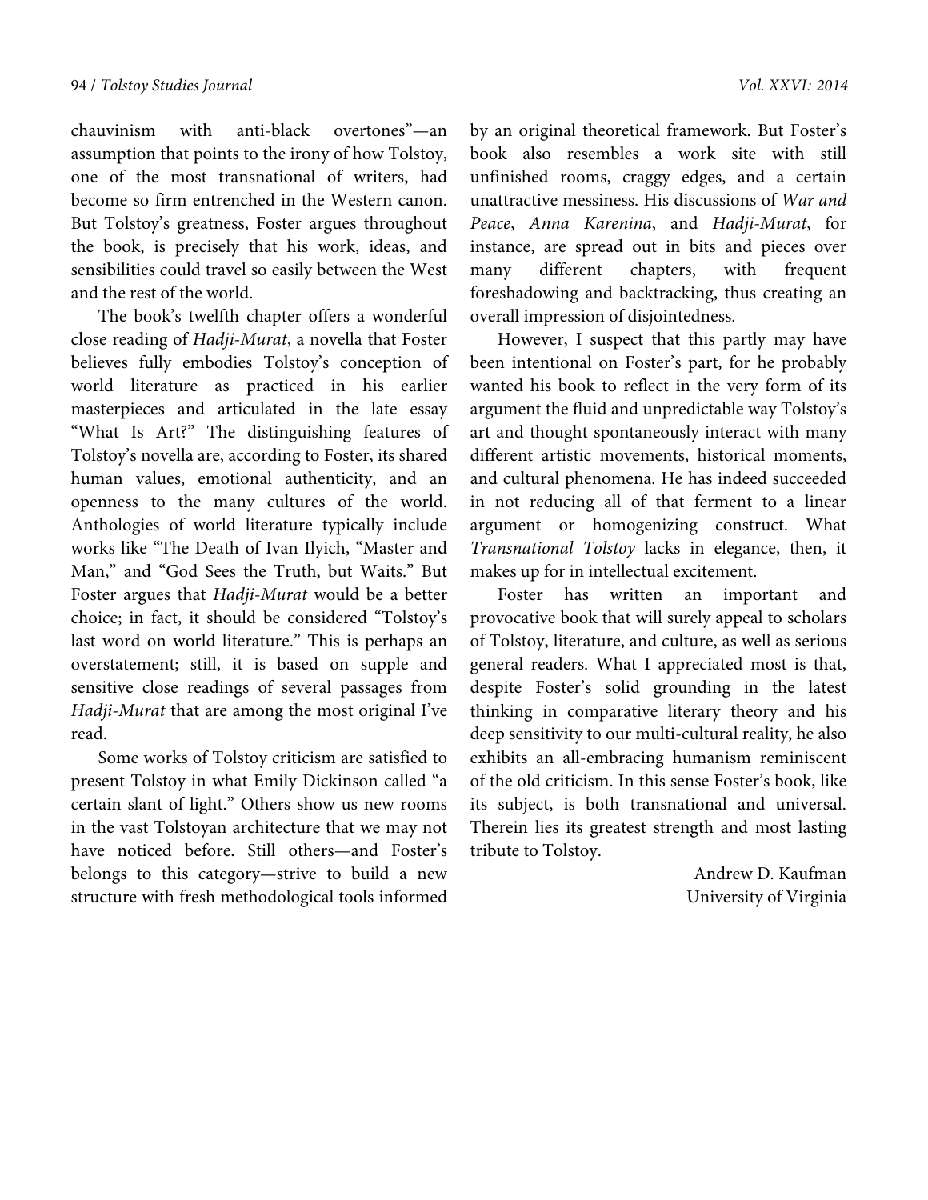chauvinism with anti-black overtones"—an assumption that points to the irony of how Tolstoy, one of the most transnational of writers, had become so firm entrenched in the Western canon. But Tolstoy's greatness, Foster argues throughout the book, is precisely that his work, ideas, and sensibilities could travel so easily between the West and the rest of the world.

The book's twelfth chapter offers a wonderful close reading of *Hadji-Murat*, a novella that Foster believes fully embodies Tolstoy's conception of world literature as practiced in his earlier masterpieces and articulated in the late essay "What Is Art?" The distinguishing features of Tolstoy's novella are, according to Foster, its shared human values, emotional authenticity, and an openness to the many cultures of the world. Anthologies of world literature typically include works like "The Death of Ivan Ilyich, "Master and Man," and "God Sees the Truth, but Waits." But Foster argues that *Hadji-Murat* would be a better choice; in fact, it should be considered "Tolstoy's last word on world literature." This is perhaps an overstatement; still, it is based on supple and sensitive close readings of several passages from *Hadji-Murat* that are among the most original I've read.

Some works of Tolstoy criticism are satisfied to present Tolstoy in what Emily Dickinson called "a certain slant of light." Others show us new rooms in the vast Tolstoyan architecture that we may not have noticed before. Still others—and Foster's belongs to this category—strive to build a new structure with fresh methodological tools informed by an original theoretical framework. But Foster's book also resembles a work site with still unfinished rooms, craggy edges, and a certain unattractive messiness. His discussions of *War and Peace*, *Anna Karenina*, and *Hadji-Murat*, for instance, are spread out in bits and pieces over many different chapters, with frequent foreshadowing and backtracking, thus creating an overall impression of disjointedness.

However, I suspect that this partly may have been intentional on Foster's part, for he probably wanted his book to reflect in the very form of its argument the fluid and unpredictable way Tolstoy's art and thought spontaneously interact with many different artistic movements, historical moments, and cultural phenomena. He has indeed succeeded in not reducing all of that ferment to a linear argument or homogenizing construct. What *Transnational Tolstoy* lacks in elegance, then, it makes up for in intellectual excitement.

Foster has written an important and provocative book that will surely appeal to scholars of Tolstoy, literature, and culture, as well as serious general readers. What I appreciated most is that, despite Foster's solid grounding in the latest thinking in comparative literary theory and his deep sensitivity to our multi-cultural reality, he also exhibits an all-embracing humanism reminiscent of the old criticism. In this sense Foster's book, like its subject, is both transnational and universal. Therein lies its greatest strength and most lasting tribute to Tolstoy.

Andrew D. Kaufman
University of Virginia